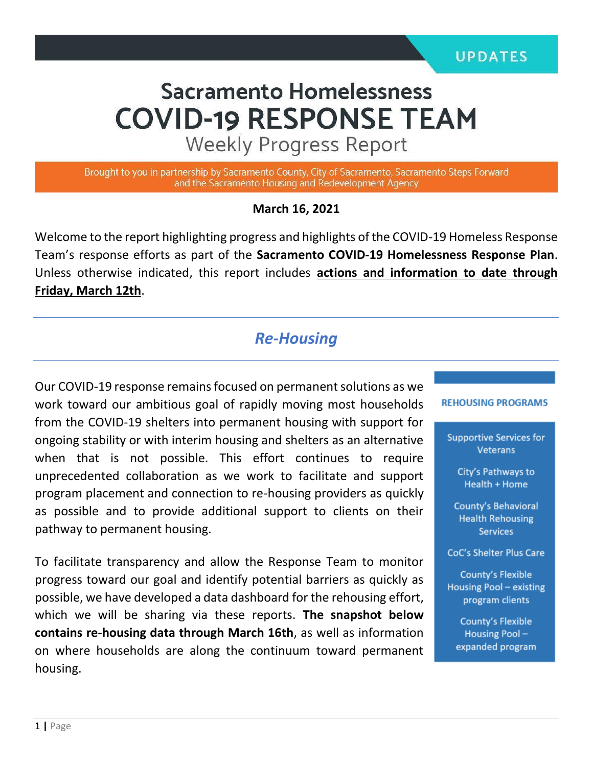UPDATES

# Sacramento Homelessness COVID-19 RESPONSE TEAM

## Weekly Progress Report

Brought to you in partnership by Sacramento County, City of Sacramento, Sacramento Steps Forward and the Sacramento Housing and Redevelopment Agency

**March 16, 2021**

Welcome to the report highlighting progress and highlights of the COVID-19 Homeless Response Team's response efforts as part of the **Sacramento COVID-19 Homelessness Response Plan**. Unless otherwise indicated, this report includes **actions and information to date through Friday, March 12th**.

---

## *Re-Housing*

---

Our COVID-19 response remains focused on permanent solutions as we work toward our ambitious goal of rapidly moving most households from the COVID-19 shelters into permanent housing with support for ongoing stability or with interim housing and shelters as an alternative when that is not possible. This effort continues to require unprecedented collaboration as we work to facilitate and support program placement and connection to re-housing providers as quickly as possible and to provide additional support to clients on their pathway to permanent housing.

To facilitate transparency and allow the Response Team to monitor progress toward our goal and identify potential barriers as quickly as possible, we have developed a data dashboard for the rehousing effort, which we will be sharing via these reports. **The snapshot below contains re-housing data through March 16th**, as well as information on where households are along the continuum toward permanent housing.

**REHOUSING PROGRAMS**

- Supportive Services for Veterans
- City's Pathways to Health + Home
- County's Behavioral Health Rehousing Services
- CoC's Shelter Plus Care
- County's Flexible Housing Pool – existing program clients
- County's Flexible Housing Pool – expanded program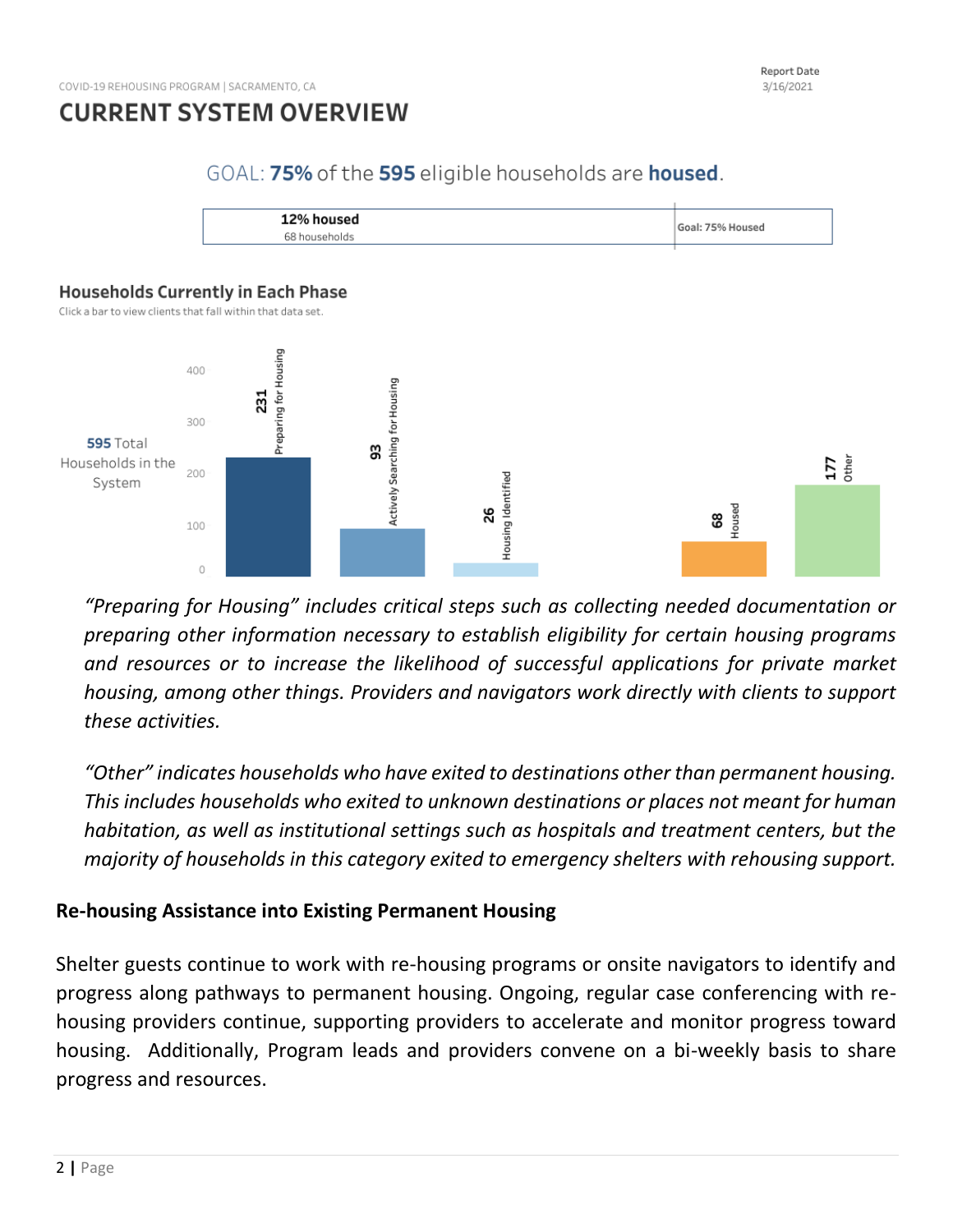COVID-19 REHOUSING PROGRAM | SACRAMENTO, CA

Report Date 3/16/2021

# CURRENT SYSTEM OVERVIEW

GOAL: **75%** of the **595** eligible households are **housed**.

**12% housed**
68 households

Goal: 75% Housed

## Households Currently in Each Phase

Click a bar to view clients that fall within that data set.

**595** Total Households in the System

| Phase | Households |
|---|---|
| Preparing for Housing | 231 |
| Actively Searching for Housing | 93 |
| Housing Identified | 26 |
| Housed | 68 |
| Other | 177 |

*"Preparing for Housing" includes critical steps such as collecting needed documentation or preparing other information necessary to establish eligibility for certain housing programs and resources or to increase the likelihood of successful applications for private market housing, among other things. Providers and navigators work directly with clients to support these activities.*

*"Other" indicates households who have exited to destinations other than permanent housing. This includes households who exited to unknown destinations or places not meant for human habitation, as well as institutional settings such as hospitals and treatment centers, but the majority of households in this category exited to emergency shelters with rehousing support.*

### Re-housing Assistance into Existing Permanent Housing

Shelter guests continue to work with re-housing programs or onsite navigators to identify and progress along pathways to permanent housing. Ongoing, regular case conferencing with re-housing providers continue, supporting providers to accelerate and monitor progress toward housing. Additionally, Program leads and providers convene on a bi-weekly basis to share progress and resources.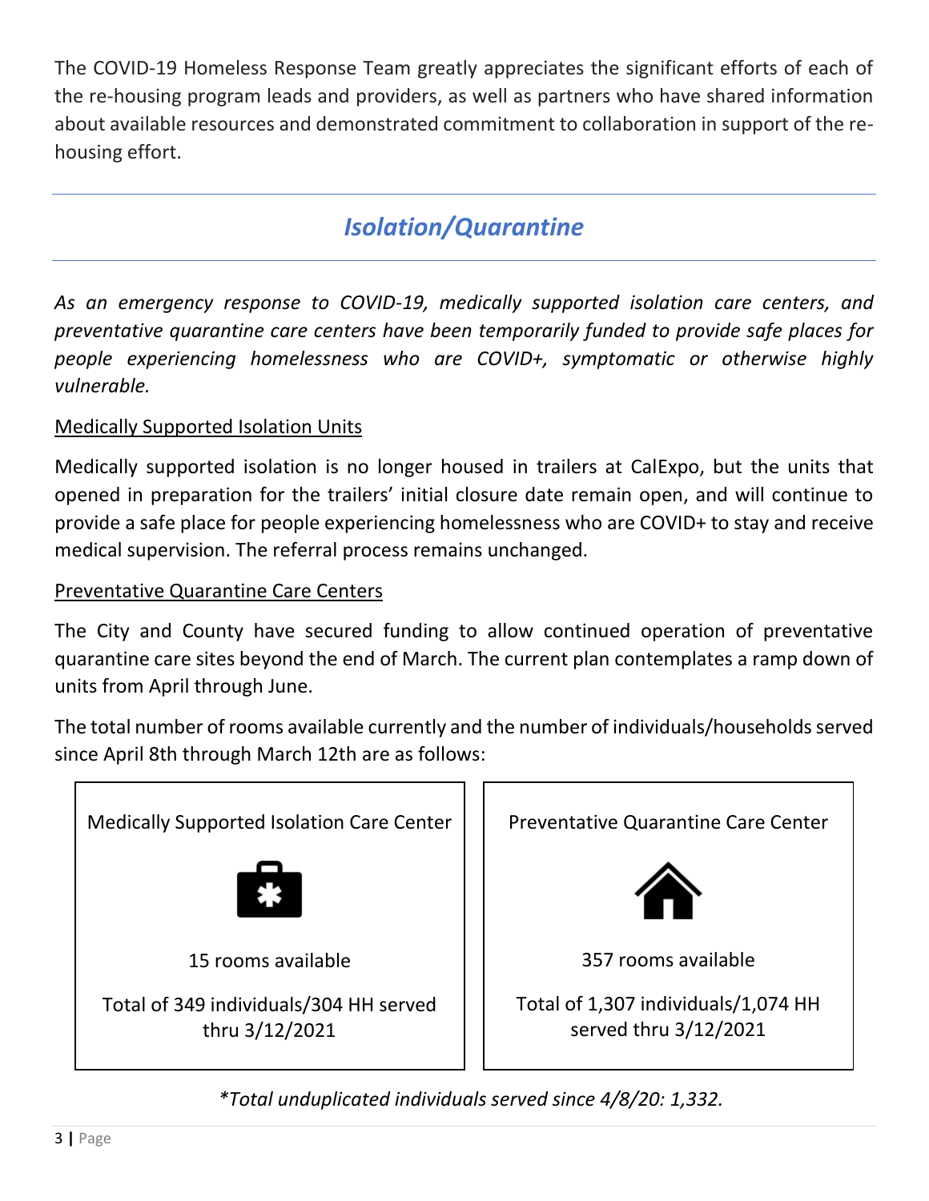The COVID-19 Homeless Response Team greatly appreciates the significant efforts of each of the re-housing program leads and providers, as well as partners who have shared information about available resources and demonstrated commitment to collaboration in support of the re-housing effort.

## *Isolation/Quarantine*

*As an emergency response to COVID-19, medically supported isolation care centers, and preventative quarantine care centers have been temporarily funded to provide safe places for people experiencing homelessness who are COVID+, symptomatic or otherwise highly vulnerable.*

<u>Medically Supported Isolation Units</u>

Medically supported isolation is no longer housed in trailers at CalExpo, but the units that opened in preparation for the trailers' initial closure date remain open, and will continue to provide a safe place for people experiencing homelessness who are COVID+ to stay and receive medical supervision. The referral process remains unchanged.

<u>Preventative Quarantine Care Centers</u>

The City and County have secured funding to allow continued operation of preventative quarantine care sites beyond the end of March. The current plan contemplates a ramp down of units from April through June.

The total number of rooms available currently and the number of individuals/households served since April 8th through March 12th are as follows:

| Medically Supported Isolation Care Center | Preventative Quarantine Care Center |
|---|---|
| 15 rooms available | 357 rooms available |
| Total of 349 individuals/304 HH served thru 3/12/2021 | Total of 1,307 individuals/1,074 HH served thru 3/12/2021 |

*\*Total unduplicated individuals served since 4/8/20: 1,332.*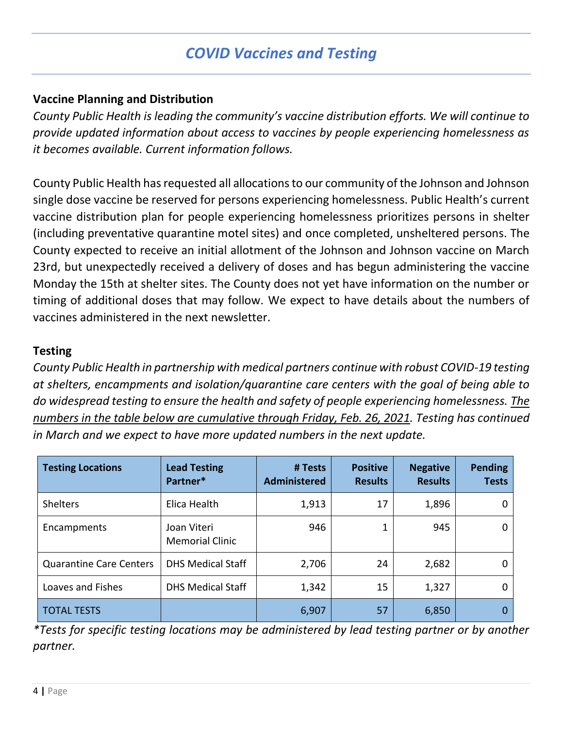# *COVID Vaccines and Testing*

## Vaccine Planning and Distribution

*County Public Health is leading the community's vaccine distribution efforts. We will continue to provide updated information about access to vaccines by people experiencing homelessness as it becomes available. Current information follows.*

County Public Health has requested all allocations to our community of the Johnson and Johnson single dose vaccine be reserved for persons experiencing homelessness. Public Health's current vaccine distribution plan for people experiencing homelessness prioritizes persons in shelter (including preventative quarantine motel sites) and once completed, unsheltered persons. The County expected to receive an initial allotment of the Johnson and Johnson vaccine on March 23rd, but unexpectedly received a delivery of doses and has begun administering the vaccine Monday the 15th at shelter sites. The County does not yet have information on the number or timing of additional doses that may follow. We expect to have details about the numbers of vaccines administered in the next newsletter.

## Testing

*County Public Health in partnership with medical partners continue with robust COVID-19 testing at shelters, encampments and isolation/quarantine care centers with the goal of being able to do widespread testing to ensure the health and safety of people experiencing homelessness. <u>The numbers in the table below are cumulative through Friday, Feb. 26, 2021</u>. Testing has continued in March and we expect to have more updated numbers in the next update.*

| Testing Locations | Lead Testing Partner* | # Tests Administered | Positive Results | Negative Results | Pending Tests |
|---|---|---:|---:|---:|---:|
| Shelters | Elica Health | 1,913 | 17 | 1,896 | 0 |
| Encampments | Joan Viteri Memorial Clinic | 946 | 1 | 945 | 0 |
| Quarantine Care Centers | DHS Medical Staff | 2,706 | 24 | 2,682 | 0 |
| Loaves and Fishes | DHS Medical Staff | 1,342 | 15 | 1,327 | 0 |
| TOTAL TESTS | | 6,907 | 57 | 6,850 | 0 |

*\*Tests for specific testing locations may be administered by lead testing partner or by another partner.*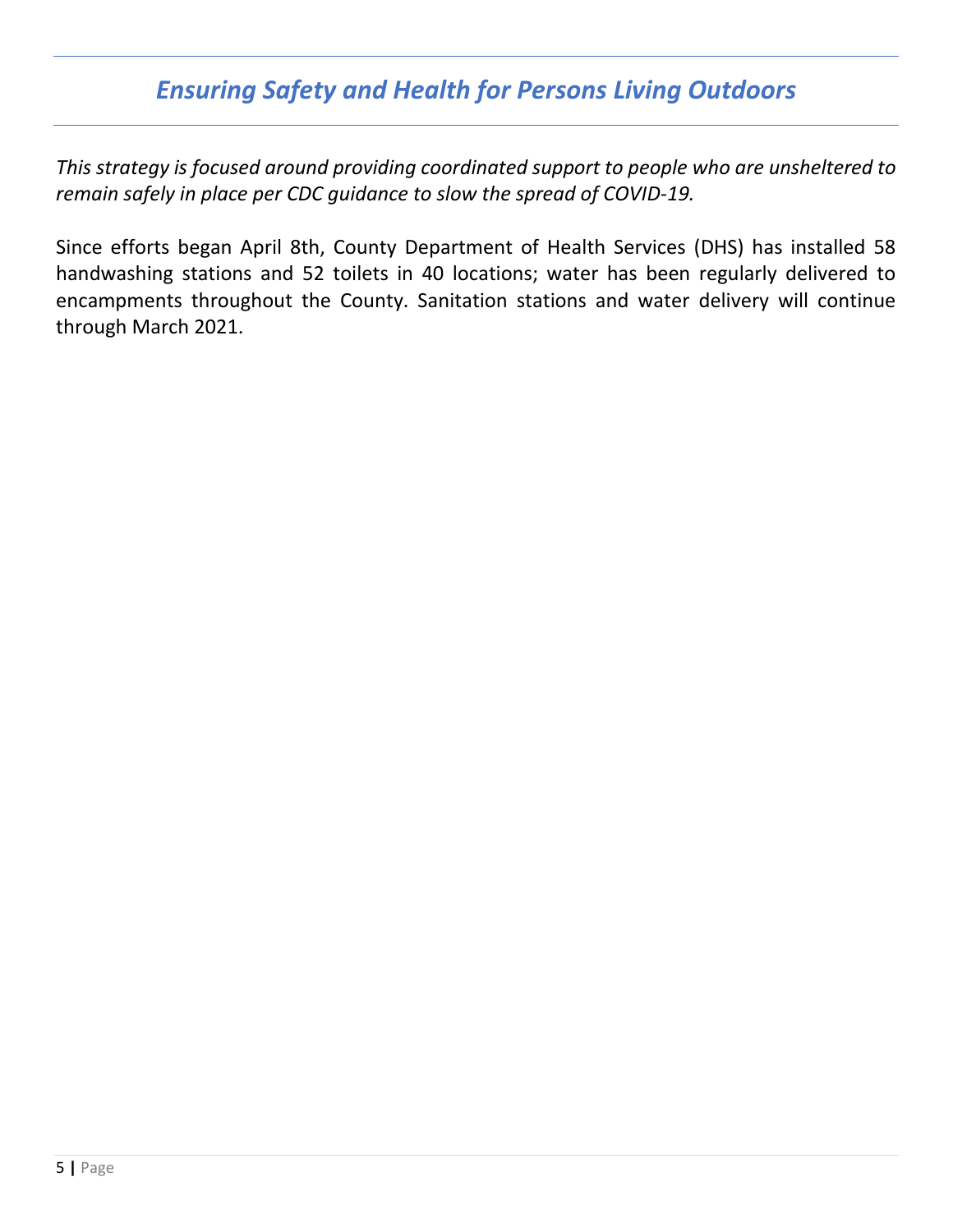## *Ensuring Safety and Health for Persons Living Outdoors*

*This strategy is focused around providing coordinated support to people who are unsheltered to remain safely in place per CDC guidance to slow the spread of COVID-19.*

Since efforts began April 8th, County Department of Health Services (DHS) has installed 58 handwashing stations and 52 toilets in 40 locations; water has been regularly delivered to encampments throughout the County. Sanitation stations and water delivery will continue through March 2021.